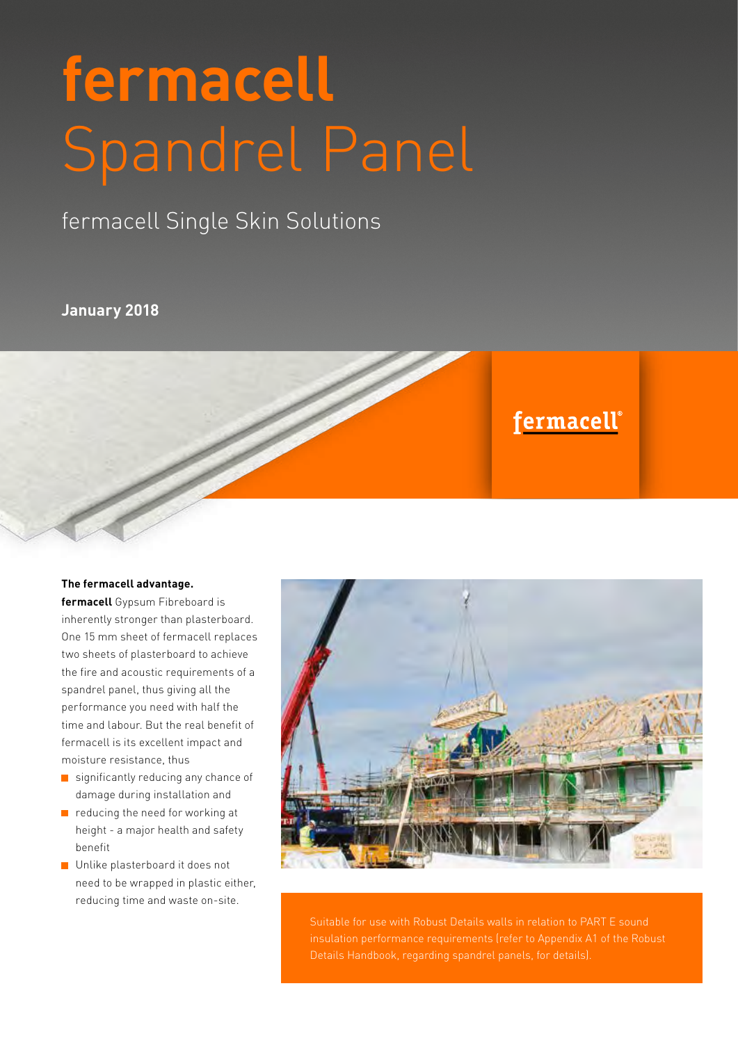# fermacell Spandrel Panel

## fermacell Single Skin Solutions

**January 2018**

fermacell

**The fermacell advantage.**

**fermacell** Gypsum Fibreboard is inherently stronger than plasterboard. One 15 mm sheet of fermacell replaces two sheets of plasterboard to achieve the fire and acoustic requirements of a spandrel panel, thus giving all the performance you need with half the time and labour. But the real benefit of fermacell is its excellent impact and moisture resistance, thus

- significantly reducing any chance of damage during installation and
- reducing the need for working at height - a major health and safety benefit
- Unlike plasterboard it does not need to be wrapped in plastic either, reducing time and waste on-site.

Suitable for use with Robust Details walls in relation to PART E sound insulation performance requirements (refer to Appendix A1 of the Robust Details Handbook, regarding spandrel panels, for details).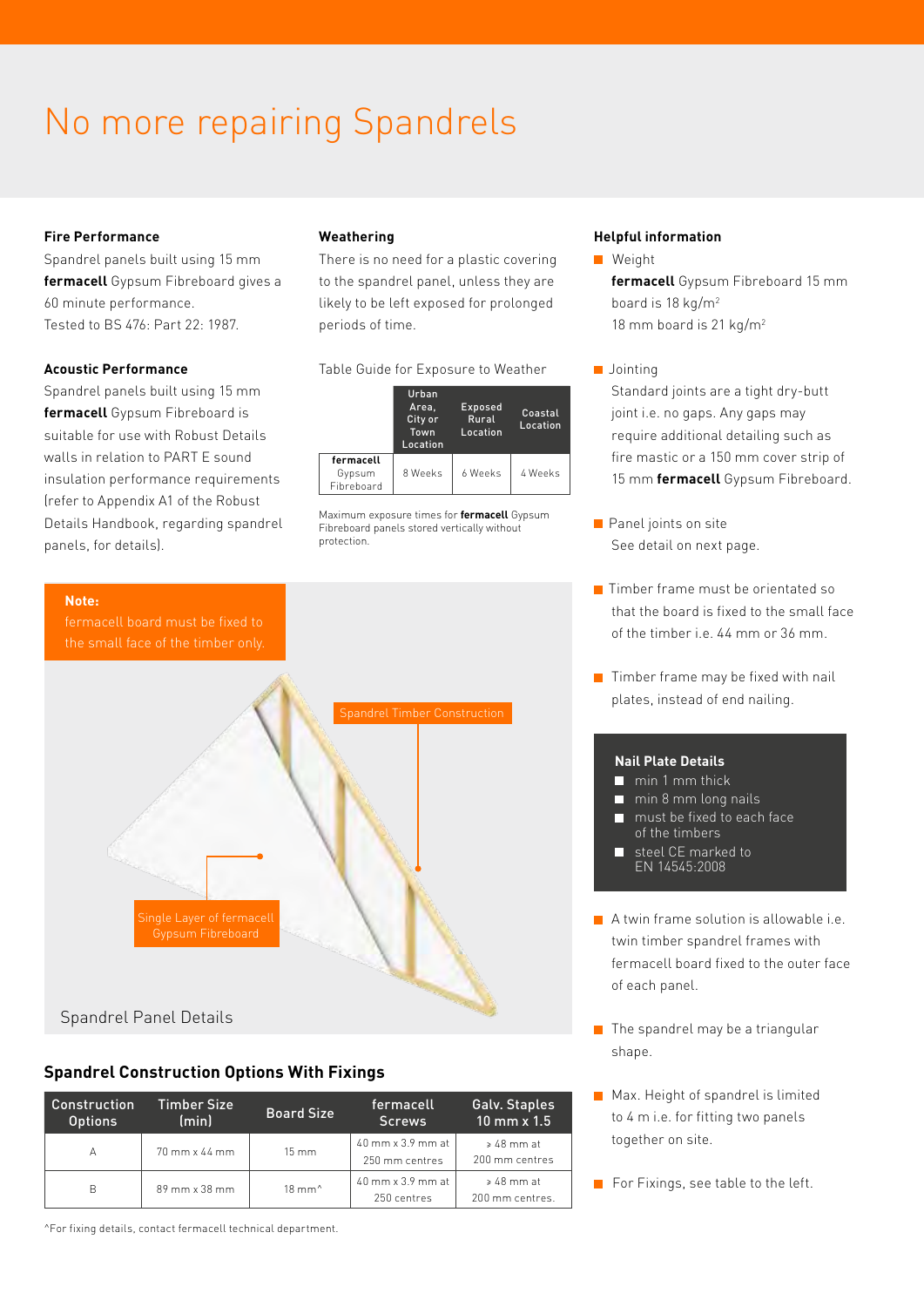# No more repairing Spandrels

**Fire Performance**

Spandrel panels built using 15 mm **fermacell** Gypsum Fibreboard gives a 60 minute performance.
Tested to BS 476: Part 22: 1987.

**Acoustic Performance**

Spandrel panels built using 15 mm **fermacell** Gypsum Fibreboard is suitable for use with Robust Details walls in relation to PART E sound insulation performance requirements (refer to Appendix A1 of the Robust Details Handbook, regarding spandrel panels, for details).

**Weathering**

There is no need for a plastic covering to the spandrel panel, unless they are likely to be left exposed for prolonged periods of time.

Table Guide for Exposure to Weather

| | Urban Area, City or Town Location | Exposed Rural Location | Coastal Location |
|---|---|---|---|
| **fermacell** Gypsum Fibreboard | 8 Weeks | 6 Weeks | 4 Weeks |

Maximum exposure times for **fermacell** Gypsum Fibreboard panels stored vertically without protection.

**Note:**
fermacell board must be fixed to the small face of the timber only.

Spandrel Timber Construction

Single Layer of fermacell Gypsum Fibreboard

Spandrel Panel Details

## Spandrel Construction Options With Fixings

| Construction Options | Timber Size (min) | Board Size | fermacell Screws | Galv. Staples 10 mm x 1.5 |
|---|---|---|---|---|
| A | 70 mm x 44 mm | 15 mm | 40 mm x 3.9 mm at 250 mm centres | ≥ 48 mm at 200 mm centres |
| B | 89 mm x 38 mm | 18 mm^ | 40 mm x 3.9 mm at 250 centres | ≥ 48 mm at 200 mm centres. |

^For fixing details, contact fermacell technical department.

**Helpful information**

- Weight
  **fermacell** Gypsum Fibreboard 15 mm board is 18 kg/m$^2$
  18 mm board is 21 kg/m$^2$
- Jointing
  Standard joints are a tight dry-butt joint i.e. no gaps. Any gaps may require additional detailing such as fire mastic or a 150 mm cover strip of 15 mm **fermacell** Gypsum Fibreboard.
- Panel joints on site
  See detail on next page.
- Timber frame must be orientated so that the board is fixed to the small face of the timber i.e. 44 mm or 36 mm.
- Timber frame may be fixed with nail plates, instead of end nailing.

**Nail Plate Details**

- min 1 mm thick
- min 8 mm long nails
- must be fixed to each face of the timbers
- steel CE marked to EN 14545:2008

- A twin frame solution is allowable i.e. twin timber spandrel frames with fermacell board fixed to the outer face of each panel.
- The spandrel may be a triangular shape.
- Max. Height of spandrel is limited to 4 m i.e. for fitting two panels together on site.
- For Fixings, see table to the left.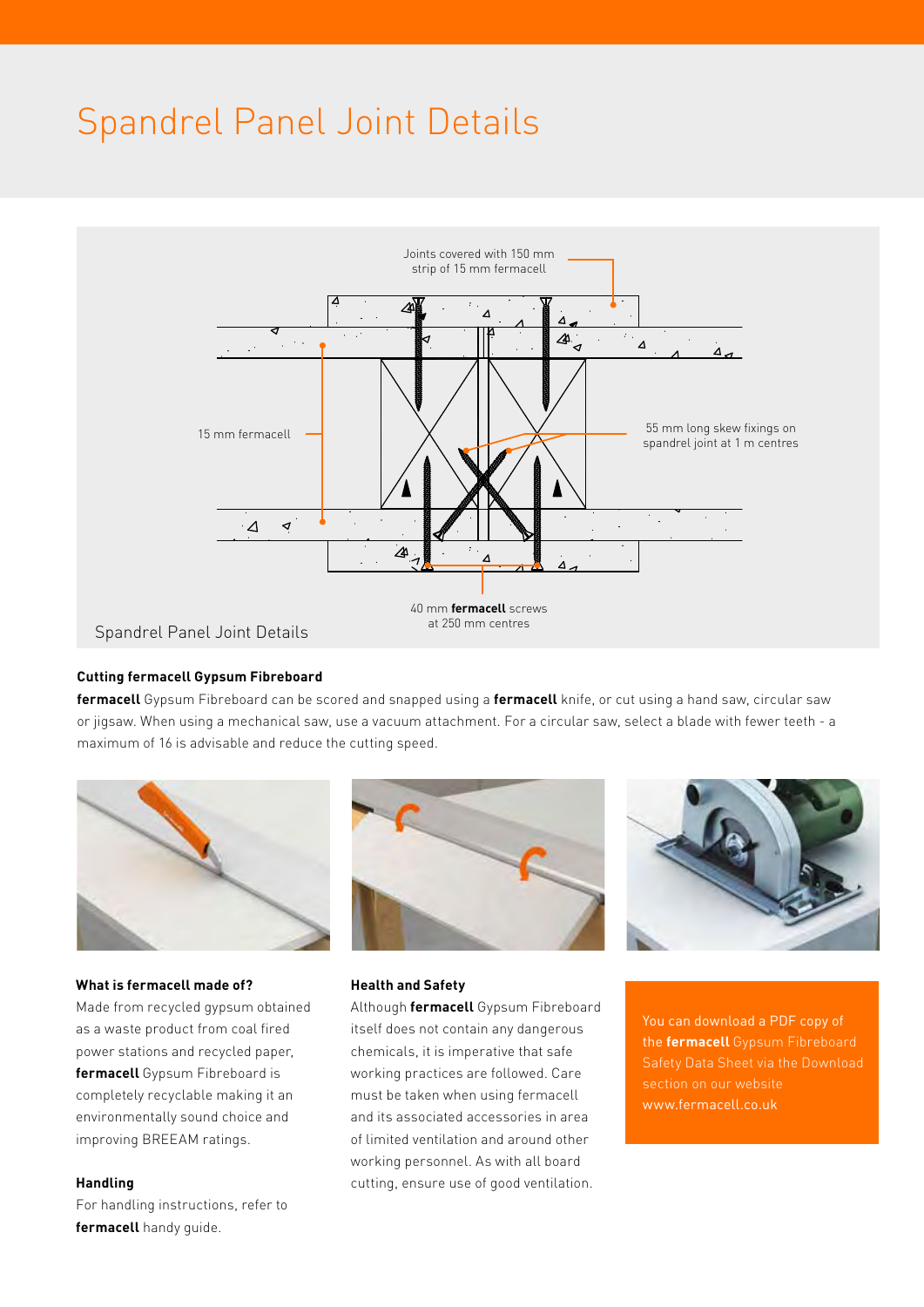# Spandrel Panel Joint Details

Joints covered with 150 mm strip of 15 mm fermacell

15 mm fermacell

55 mm long skew fixings on spandrel joint at 1 m centres

40 mm **fermacell** screws at 250 mm centres

Spandrel Panel Joint Details

### Cutting fermacell Gypsum Fibreboard

**fermacell** Gypsum Fibreboard can be scored and snapped using a **fermacell** knife, or cut using a hand saw, circular saw or jigsaw. When using a mechanical saw, use a vacuum attachment. For a circular saw, select a blade with fewer teeth - a maximum of 16 is advisable and reduce the cutting speed.

### What is fermacell made of?

Made from recycled gypsum obtained as a waste product from coal fired power stations and recycled paper, **fermacell** Gypsum Fibreboard is completely recyclable making it an environmentally sound choice and improving BREEAM ratings.

### Handling

For handling instructions, refer to **fermacell** handy guide.

### Health and Safety

Although **fermacell** Gypsum Fibreboard itself does not contain any dangerous chemicals, it is imperative that safe working practices are followed. Care must be taken when using fermacell and its associated accessories in area of limited ventilation and around other working personnel. As with all board cutting, ensure use of good ventilation.

You can download a PDF copy of the **fermacell** Gypsum Fibreboard Safety Data Sheet via the Download section on our website www.fermacell.co.uk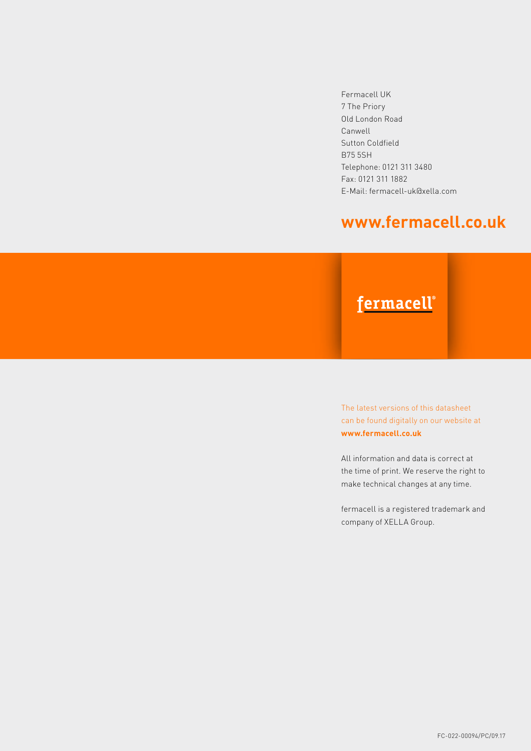Fermacell UK
7 The Priory
Old London Road
Canwell
Sutton Coldfield
B75 5SH
Telephone: 0121 311 3480
Fax: 0121 311 1882
E-Mail: fermacell-uk@xella.com

**www.fermacell.co.uk**

fermacell®

The latest versions of this datasheet can be found digitally on our website at **www.fermacell.co.uk**

All information and data is correct at the time of print. We reserve the right to make technical changes at any time.

fermacell is a registered trademark and company of XELLA Group.

FC-022-00094/PC/09.17